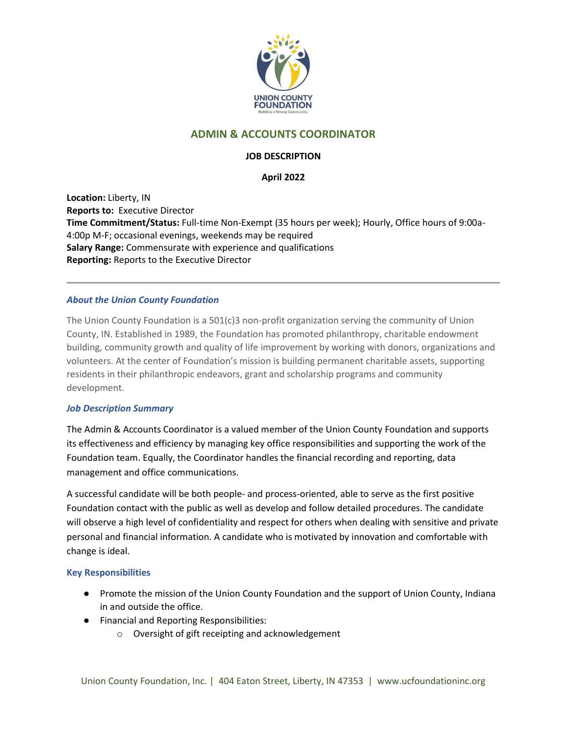# ADMIN & ACCOUNTS COORDINATOR

**JOB DESCRIPTION**

**April 2022**

**Location:** Liberty, IN
**Reports to:** Executive Director
**Time Commitment/Status:** Full-time Non-Exempt (35 hours per week); Hourly, Office hours of 9:00a-4:00p M-F; occasional evenings, weekends may be required
**Salary Range:** Commensurate with experience and qualifications
**Reporting:** Reports to the Executive Director

---

### *About the Union County Foundation*

The Union County Foundation is a 501(c)3 non-profit organization serving the community of Union County, IN. Established in 1989, the Foundation has promoted philanthropy, charitable endowment building, community growth and quality of life improvement by working with donors, organizations and volunteers. At the center of Foundation's mission is building permanent charitable assets, supporting residents in their philanthropic endeavors, grant and scholarship programs and community development.

### *Job Description Summary*

The Admin & Accounts Coordinator is a valued member of the Union County Foundation and supports its effectiveness and efficiency by managing key office responsibilities and supporting the work of the Foundation team. Equally, the Coordinator handles the financial recording and reporting, data management and office communications.

A successful candidate will be both people- and process-oriented, able to serve as the first positive Foundation contact with the public as well as develop and follow detailed procedures. The candidate will observe a high level of confidentiality and respect for others when dealing with sensitive and private personal and financial information. A candidate who is motivated by innovation and comfortable with change is ideal.

### Key Responsibilities

- Promote the mission of the Union County Foundation and the support of Union County, Indiana in and outside the office.
- Financial and Reporting Responsibilities:
  - Oversight of gift receipting and acknowledgement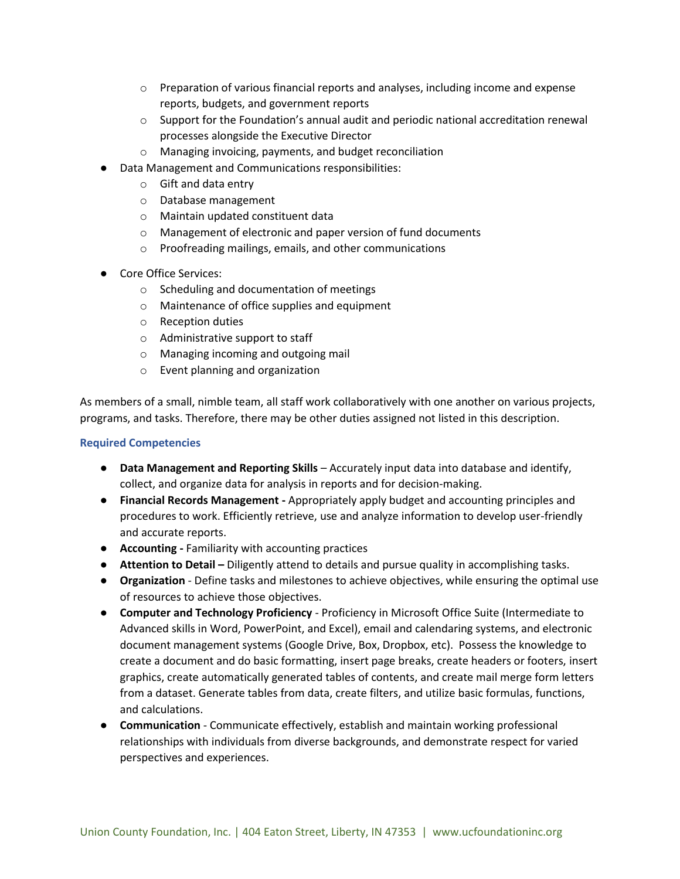- Preparation of various financial reports and analyses, including income and expense reports, budgets, and government reports
  - Support for the Foundation's annual audit and periodic national accreditation renewal processes alongside the Executive Director
  - Managing invoicing, payments, and budget reconciliation
- Data Management and Communications responsibilities:
  - Gift and data entry
  - Database management
  - Maintain updated constituent data
  - Management of electronic and paper version of fund documents
  - Proofreading mailings, emails, and other communications
- Core Office Services:
  - Scheduling and documentation of meetings
  - Maintenance of office supplies and equipment
  - Reception duties
  - Administrative support to staff
  - Managing incoming and outgoing mail
  - Event planning and organization

As members of a small, nimble team, all staff work collaboratively with one another on various projects, programs, and tasks. Therefore, there may be other duties assigned not listed in this description.

### Required Competencies

- **Data Management and Reporting Skills** – Accurately input data into database and identify, collect, and organize data for analysis in reports and for decision-making.
- **Financial Records Management -** Appropriately apply budget and accounting principles and procedures to work. Efficiently retrieve, use and analyze information to develop user-friendly and accurate reports.
- **Accounting -** Familiarity with accounting practices
- **Attention to Detail –** Diligently attend to details and pursue quality in accomplishing tasks.
- **Organization** - Define tasks and milestones to achieve objectives, while ensuring the optimal use of resources to achieve those objectives.
- **Computer and Technology Proficiency** - Proficiency in Microsoft Office Suite (Intermediate to Advanced skills in Word, PowerPoint, and Excel), email and calendaring systems, and electronic document management systems (Google Drive, Box, Dropbox, etc). Possess the knowledge to create a document and do basic formatting, insert page breaks, create headers or footers, insert graphics, create automatically generated tables of contents, and create mail merge form letters from a dataset. Generate tables from data, create filters, and utilize basic formulas, functions, and calculations.
- **Communication** - Communicate effectively, establish and maintain working professional relationships with individuals from diverse backgrounds, and demonstrate respect for varied perspectives and experiences.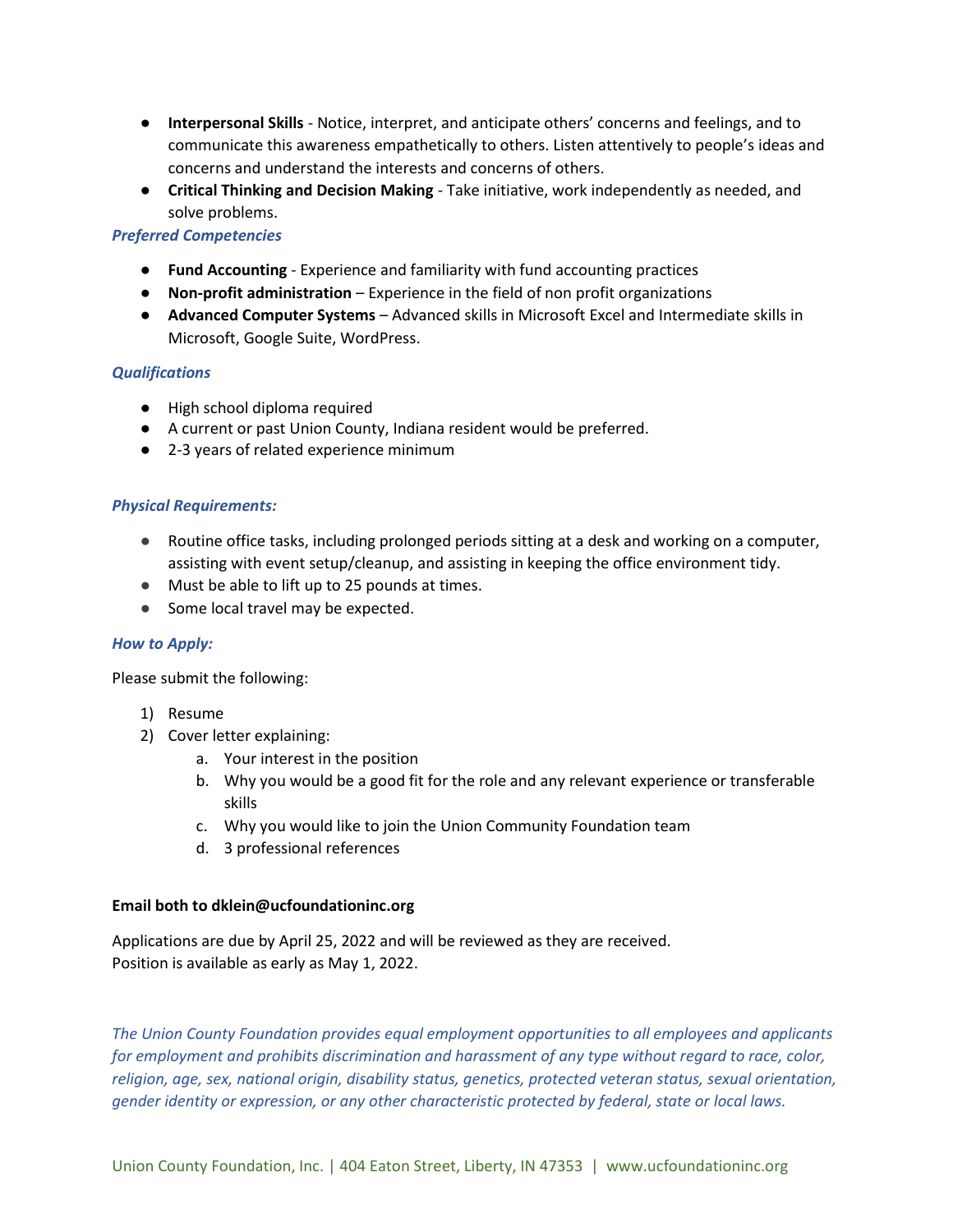- **Interpersonal Skills** - Notice, interpret, and anticipate others' concerns and feelings, and to communicate this awareness empathetically to others. Listen attentively to people's ideas and concerns and understand the interests and concerns of others.
- **Critical Thinking and Decision Making** - Take initiative, work independently as needed, and solve problems.

***Preferred Competencies***

- **Fund Accounting** - Experience and familiarity with fund accounting practices
- **Non-profit administration** – Experience in the field of non profit organizations
- **Advanced Computer Systems** – Advanced skills in Microsoft Excel and Intermediate skills in Microsoft, Google Suite, WordPress.

***Qualifications***

- High school diploma required
- A current or past Union County, Indiana resident would be preferred.
- 2-3 years of related experience minimum

***Physical Requirements:***

- Routine office tasks, including prolonged periods sitting at a desk and working on a computer, assisting with event setup/cleanup, and assisting in keeping the office environment tidy.
- Must be able to lift up to 25 pounds at times.
- Some local travel may be expected.

***How to Apply:***

Please submit the following:

1) Resume
2) Cover letter explaining:
   a. Your interest in the position
   b. Why you would be a good fit for the role and any relevant experience or transferable skills
   c. Why you would like to join the Union Community Foundation team
   d. 3 professional references

**Email both to dklein@ucfoundationinc.org**

Applications are due by April 25, 2022 and will be reviewed as they are received.
Position is available as early as May 1, 2022.

*The Union County Foundation provides equal employment opportunities to all employees and applicants for employment and prohibits discrimination and harassment of any type without regard to race, color, religion, age, sex, national origin, disability status, genetics, protected veteran status, sexual orientation, gender identity or expression, or any other characteristic protected by federal, state or local laws.*

Union County Foundation, Inc. | 404 Eaton Street, Liberty, IN 47353 | www.ucfoundationinc.org